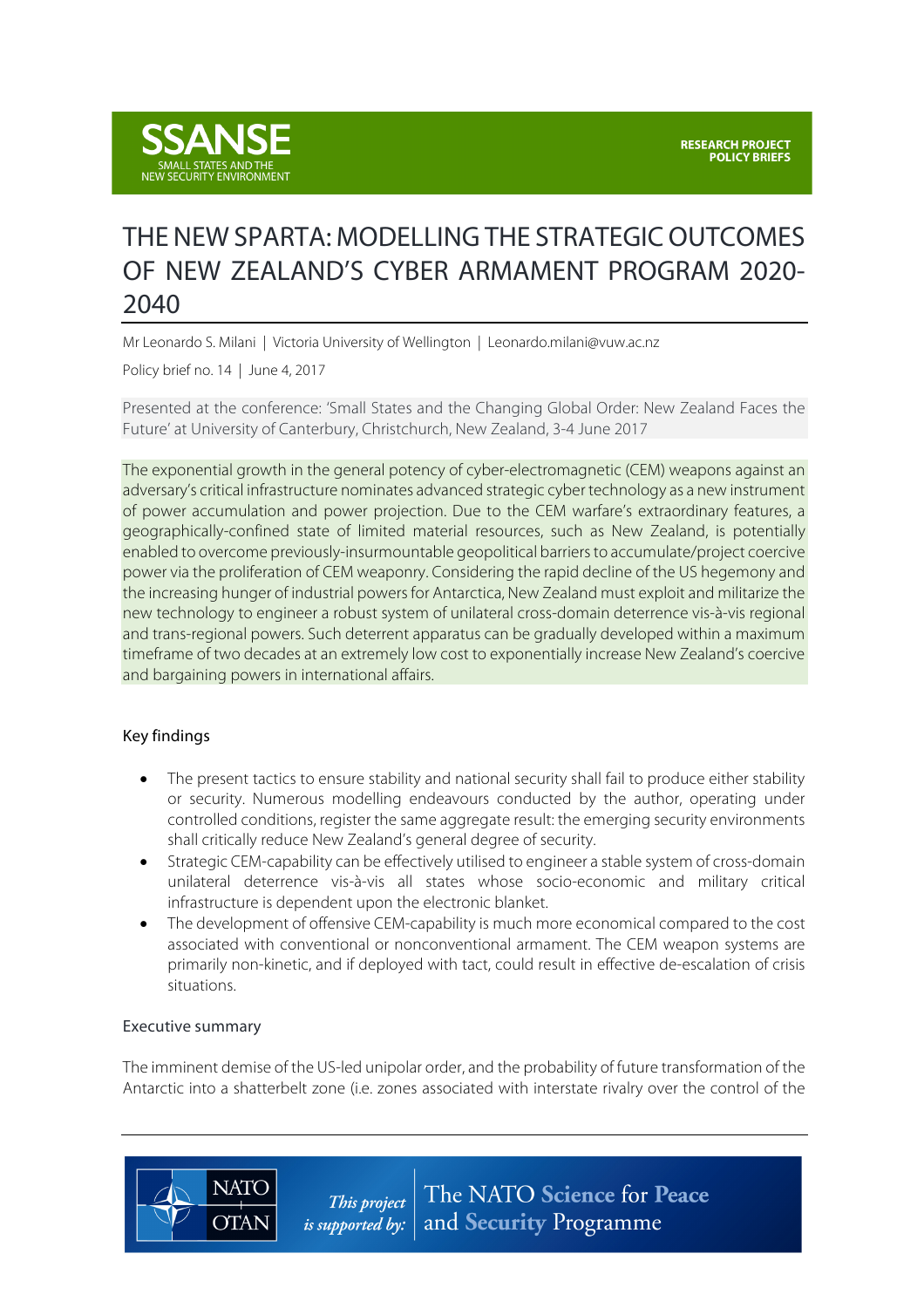SSANSE
SMALL STATES AND THE NEW SECURITY ENVIRONMENT

RESEARCH PROJECT POLICY BRIEFS

# THE NEW SPARTA: MODELLING THE STRATEGIC OUTCOMES OF NEW ZEALAND'S CYBER ARMAMENT PROGRAM 2020-2040

Mr Leonardo S. Milani | Victoria University of Wellington | Leonardo.milani@vuw.ac.nz

Policy brief no. 14 | June 4, 2017

Presented at the conference: 'Small States and the Changing Global Order: New Zealand Faces the Future' at University of Canterbury, Christchurch, New Zealand, 3-4 June 2017

The exponential growth in the general potency of cyber-electromagnetic (CEM) weapons against an adversary's critical infrastructure nominates advanced strategic cyber technology as a new instrument of power accumulation and power projection. Due to the CEM warfare's extraordinary features, a geographically-confined state of limited material resources, such as New Zealand, is potentially enabled to overcome previously-insurmountable geopolitical barriers to accumulate/project coercive power via the proliferation of CEM weaponry. Considering the rapid decline of the US hegemony and the increasing hunger of industrial powers for Antarctica, New Zealand must exploit and militarize the new technology to engineer a robust system of unilateral cross-domain deterrence vis-à-vis regional and trans-regional powers. Such deterrent apparatus can be gradually developed within a maximum timeframe of two decades at an extremely low cost to exponentially increase New Zealand's coercive and bargaining powers in international affairs.

## Key findings

- The present tactics to ensure stability and national security shall fail to produce either stability or security. Numerous modelling endeavours conducted by the author, operating under controlled conditions, register the same aggregate result: the emerging security environments shall critically reduce New Zealand's general degree of security.
- Strategic CEM-capability can be effectively utilised to engineer a stable system of cross-domain unilateral deterrence vis-à-vis all states whose socio-economic and military critical infrastructure is dependent upon the electronic blanket.
- The development of offensive CEM-capability is much more economical compared to the cost associated with conventional or nonconventional armament. The CEM weapon systems are primarily non-kinetic, and if deployed with tact, could result in effective de-escalation of crisis situations.

## Executive summary

The imminent demise of the US-led unipolar order, and the probability of future transformation of the Antarctic into a shatterbelt zone (i.e. zones associated with interstate rivalry over the control of the

NATO OTAN — This project is supported by: The NATO Science for Peace and Security Programme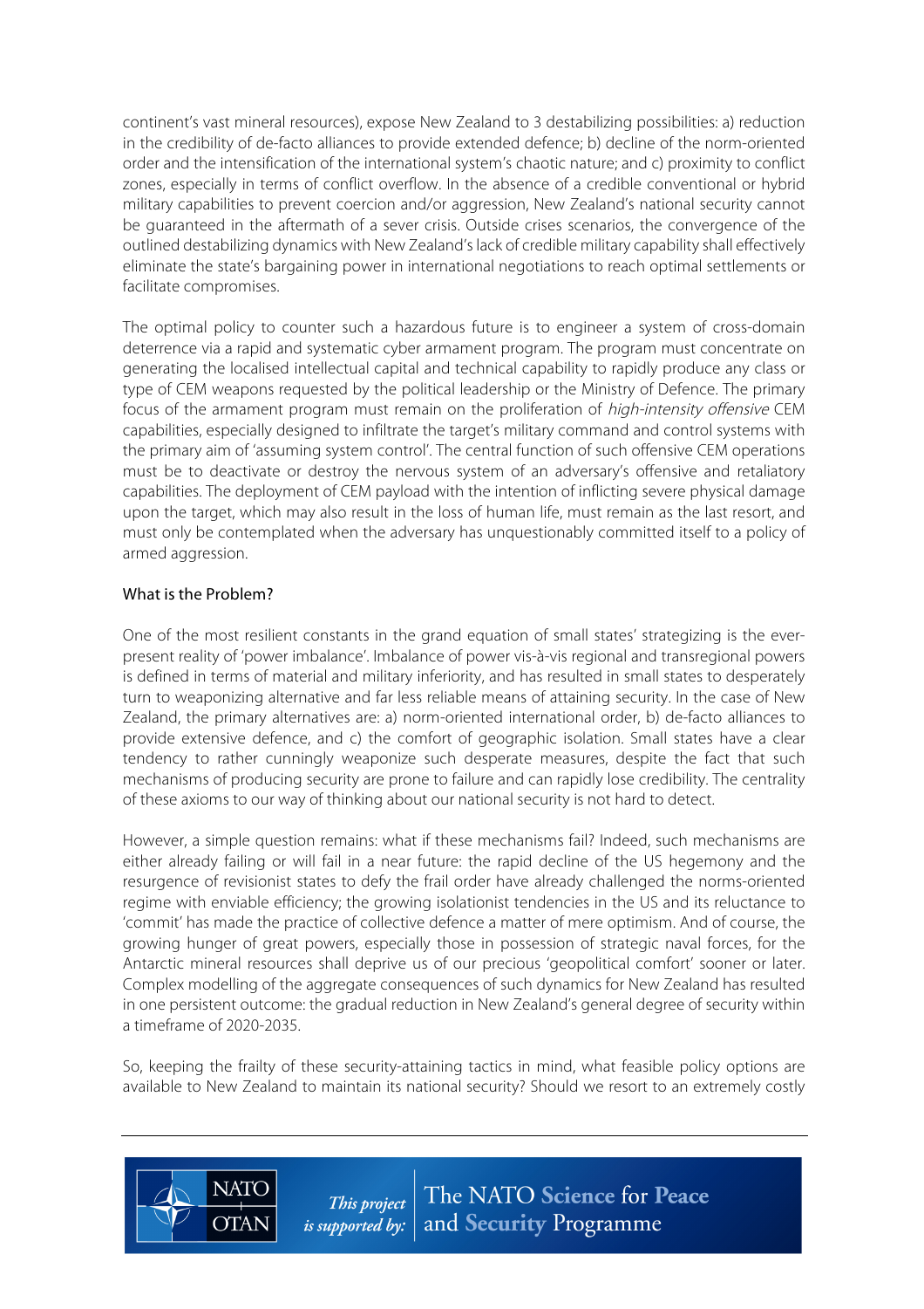continent's vast mineral resources), expose New Zealand to 3 destabilizing possibilities: a) reduction in the credibility of de-facto alliances to provide extended defence; b) decline of the norm-oriented order and the intensification of the international system's chaotic nature; and c) proximity to conflict zones, especially in terms of conflict overflow. In the absence of a credible conventional or hybrid military capabilities to prevent coercion and/or aggression, New Zealand's national security cannot be guaranteed in the aftermath of a sever crisis. Outside crises scenarios, the convergence of the outlined destabilizing dynamics with New Zealand's lack of credible military capability shall effectively eliminate the state's bargaining power in international negotiations to reach optimal settlements or facilitate compromises.

The optimal policy to counter such a hazardous future is to engineer a system of cross-domain deterrence via a rapid and systematic cyber armament program. The program must concentrate on generating the localised intellectual capital and technical capability to rapidly produce any class or type of CEM weapons requested by the political leadership or the Ministry of Defence. The primary focus of the armament program must remain on the proliferation of *high-intensity offensive* CEM capabilities, especially designed to infiltrate the target's military command and control systems with the primary aim of 'assuming system control'. The central function of such offensive CEM operations must be to deactivate or destroy the nervous system of an adversary's offensive and retaliatory capabilities. The deployment of CEM payload with the intention of inflicting severe physical damage upon the target, which may also result in the loss of human life, must remain as the last resort, and must only be contemplated when the adversary has unquestionably committed itself to a policy of armed aggression.

## What is the Problem?

One of the most resilient constants in the grand equation of small states' strategizing is the ever-present reality of 'power imbalance'. Imbalance of power vis-à-vis regional and transregional powers is defined in terms of material and military inferiority, and has resulted in small states to desperately turn to weaponizing alternative and far less reliable means of attaining security. In the case of New Zealand, the primary alternatives are: a) norm-oriented international order, b) de-facto alliances to provide extensive defence, and c) the comfort of geographic isolation. Small states have a clear tendency to rather cunningly weaponize such desperate measures, despite the fact that such mechanisms of producing security are prone to failure and can rapidly lose credibility. The centrality of these axioms to our way of thinking about our national security is not hard to detect.

However, a simple question remains: what if these mechanisms fail? Indeed, such mechanisms are either already failing or will fail in a near future: the rapid decline of the US hegemony and the resurgence of revisionist states to defy the frail order have already challenged the norms-oriented regime with enviable efficiency; the growing isolationist tendencies in the US and its reluctance to 'commit' has made the practice of collective defence a matter of mere optimism. And of course, the growing hunger of great powers, especially those in possession of strategic naval forces, for the Antarctic mineral resources shall deprive us of our precious 'geopolitical comfort' sooner or later. Complex modelling of the aggregate consequences of such dynamics for New Zealand has resulted in one persistent outcome: the gradual reduction in New Zealand's general degree of security within a timeframe of 2020-2035.

So, keeping the frailty of these security-attaining tactics in mind, what feasible policy options are available to New Zealand to maintain its national security? Should we resort to an extremely costly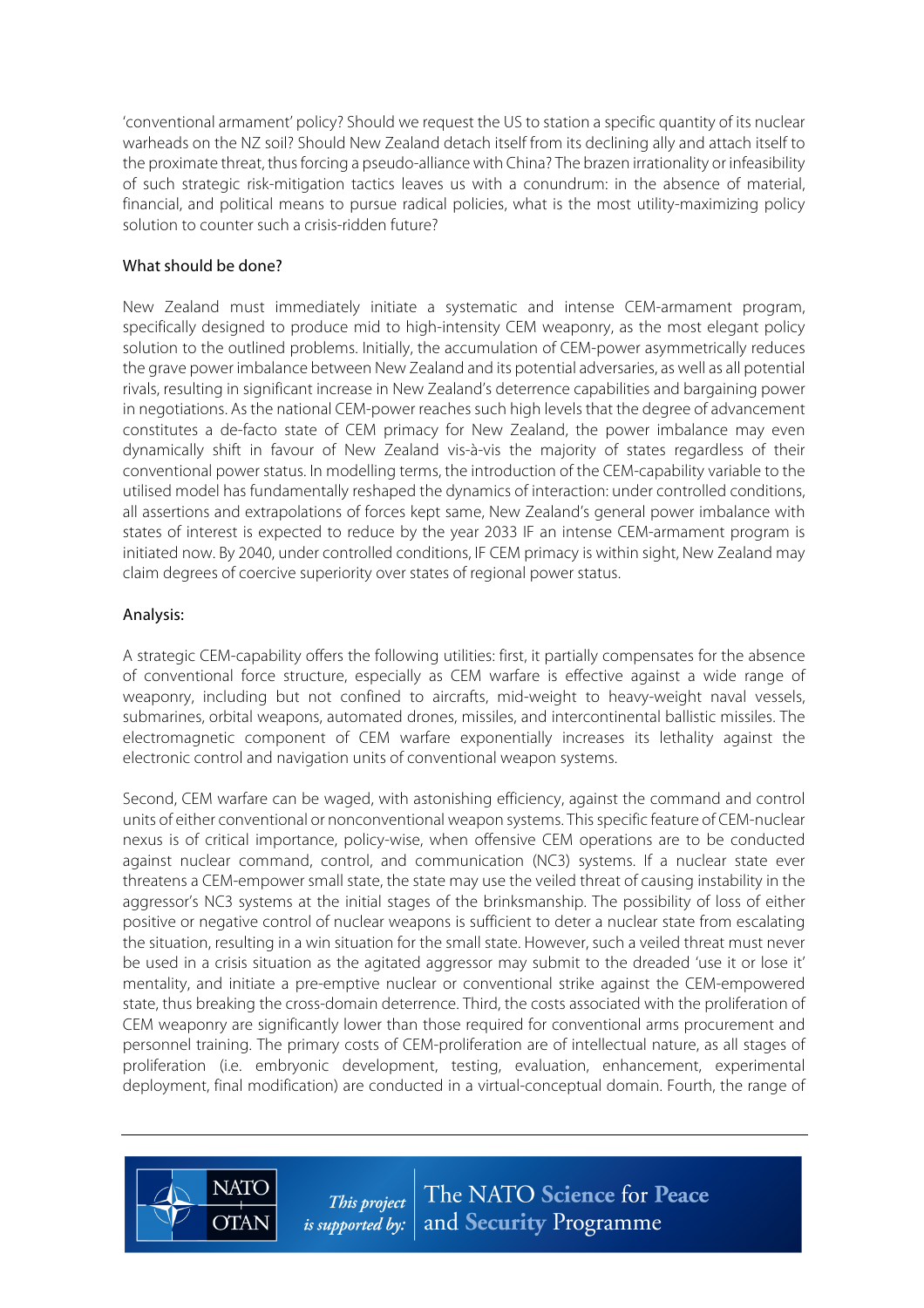'conventional armament' policy? Should we request the US to station a specific quantity of its nuclear warheads on the NZ soil? Should New Zealand detach itself from its declining ally and attach itself to the proximate threat, thus forcing a pseudo-alliance with China? The brazen irrationality or infeasibility of such strategic risk-mitigation tactics leaves us with a conundrum: in the absence of material, financial, and political means to pursue radical policies, what is the most utility-maximizing policy solution to counter such a crisis-ridden future?

## What should be done?

New Zealand must immediately initiate a systematic and intense CEM-armament program, specifically designed to produce mid to high-intensity CEM weaponry, as the most elegant policy solution to the outlined problems. Initially, the accumulation of CEM-power asymmetrically reduces the grave power imbalance between New Zealand and its potential adversaries, as well as all potential rivals, resulting in significant increase in New Zealand's deterrence capabilities and bargaining power in negotiations. As the national CEM-power reaches such high levels that the degree of advancement constitutes a de-facto state of CEM primacy for New Zealand, the power imbalance may even dynamically shift in favour of New Zealand vis-à-vis the majority of states regardless of their conventional power status. In modelling terms, the introduction of the CEM-capability variable to the utilised model has fundamentally reshaped the dynamics of interaction: under controlled conditions, all assertions and extrapolations of forces kept same, New Zealand's general power imbalance with states of interest is expected to reduce by the year 2033 IF an intense CEM-armament program is initiated now. By 2040, under controlled conditions, IF CEM primacy is within sight, New Zealand may claim degrees of coercive superiority over states of regional power status.

## Analysis:

A strategic CEM-capability offers the following utilities: first, it partially compensates for the absence of conventional force structure, especially as CEM warfare is effective against a wide range of weaponry, including but not confined to aircrafts, mid-weight to heavy-weight naval vessels, submarines, orbital weapons, automated drones, missiles, and intercontinental ballistic missiles. The electromagnetic component of CEM warfare exponentially increases its lethality against the electronic control and navigation units of conventional weapon systems.

Second, CEM warfare can be waged, with astonishing efficiency, against the command and control units of either conventional or nonconventional weapon systems. This specific feature of CEM-nuclear nexus is of critical importance, policy-wise, when offensive CEM operations are to be conducted against nuclear command, control, and communication (NC3) systems. If a nuclear state ever threatens a CEM-empower small state, the state may use the veiled threat of causing instability in the aggressor's NC3 systems at the initial stages of the brinksmanship. The possibility of loss of either positive or negative control of nuclear weapons is sufficient to deter a nuclear state from escalating the situation, resulting in a win situation for the small state. However, such a veiled threat must never be used in a crisis situation as the agitated aggressor may submit to the dreaded 'use it or lose it' mentality, and initiate a pre-emptive nuclear or conventional strike against the CEM-empowered state, thus breaking the cross-domain deterrence. Third, the costs associated with the proliferation of CEM weaponry are significantly lower than those required for conventional arms procurement and personnel training. The primary costs of CEM-proliferation are of intellectual nature, as all stages of proliferation (i.e. embryonic development, testing, evaluation, enhancement, experimental deployment, final modification) are conducted in a virtual-conceptual domain. Fourth, the range of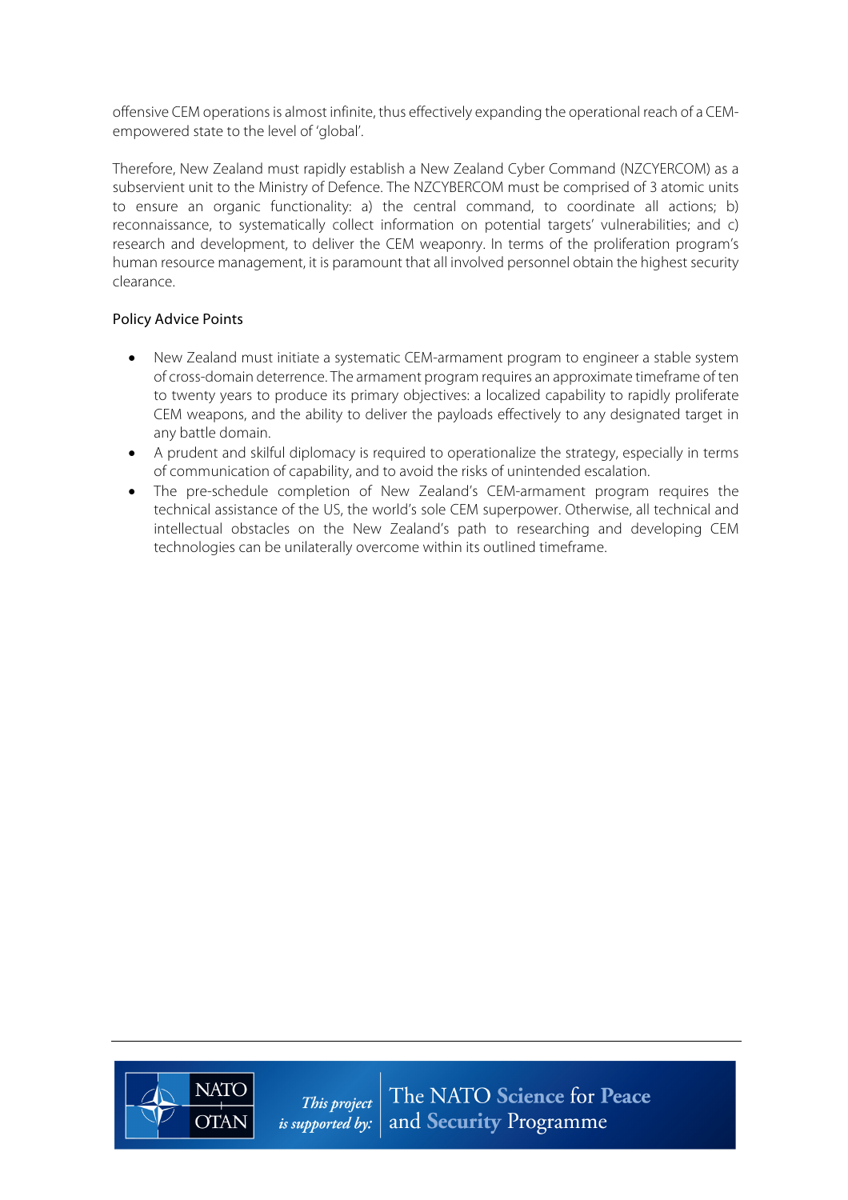offensive CEM operations is almost infinite, thus effectively expanding the operational reach of a CEM-empowered state to the level of 'global'.

Therefore, New Zealand must rapidly establish a New Zealand Cyber Command (NZCYERCOM) as a subservient unit to the Ministry of Defence. The NZCYBERCOM must be comprised of 3 atomic units to ensure an organic functionality: a) the central command, to coordinate all actions; b) reconnaissance, to systematically collect information on potential targets' vulnerabilities; and c) research and development, to deliver the CEM weaponry. In terms of the proliferation program's human resource management, it is paramount that all involved personnel obtain the highest security clearance.

### Policy Advice Points

- New Zealand must initiate a systematic CEM-armament program to engineer a stable system of cross-domain deterrence. The armament program requires an approximate timeframe of ten to twenty years to produce its primary objectives: a localized capability to rapidly proliferate CEM weapons, and the ability to deliver the payloads effectively to any designated target in any battle domain.
- A prudent and skilful diplomacy is required to operationalize the strategy, especially in terms of communication of capability, and to avoid the risks of unintended escalation.
- The pre-schedule completion of New Zealand's CEM-armament program requires the technical assistance of the US, the world's sole CEM superpower. Otherwise, all technical and intellectual obstacles on the New Zealand's path to researching and developing CEM technologies can be unilaterally overcome within its outlined timeframe.

NATO OTAN *This project is supported by:* The NATO Science for Peace and Security Programme